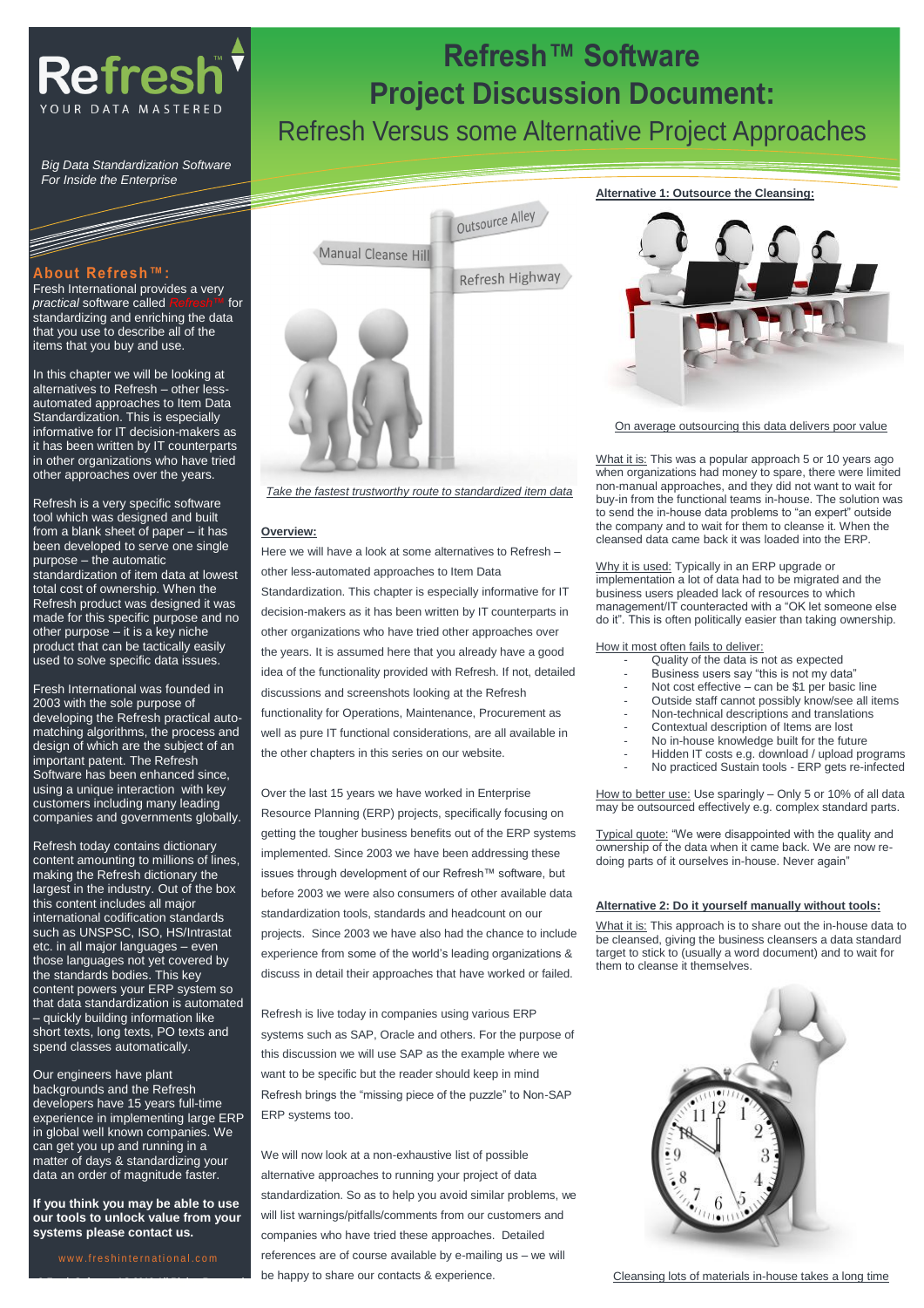# Refresh™ Software Project Discussion Document:

## Refresh Versus some Alternative Project Approaches

Refresh™ YOUR DATA MASTERED

*Big Data Standardization Software For Inside the Enterprise*

### About Refresh™:

Fresh International provides a very *practical* software called *Refresh™* for standardizing and enriching the data that you use to describe all of the items that you buy and use.

In this chapter we will be looking at alternatives to Refresh – other less-automated approaches to Item Data Standardization. This is especially informative for IT decision-makers as it has been written by IT counterparts in other organizations who have tried other approaches over the years.

Refresh is a very specific software tool which was designed and built from a blank sheet of paper – it has been developed to serve one single purpose – the automatic standardization of item data at lowest total cost of ownership. When the Refresh product was designed it was made for this specific purpose and no other purpose – it is a key niche product that can be tactically easily used to solve specific data issues.

Fresh International was founded in 2003 with the sole purpose of developing the Refresh practical auto-matching algorithms, the process and design of which are the subject of an important patent. The Refresh Software has been enhanced since, using a unique interaction with key customers including many leading companies and governments globally.

Refresh today contains dictionary content amounting to millions of lines, making the Refresh dictionary the largest in the industry. Out of the box this content includes all major international codification standards such as UNSPSC, ISO, HS/Intrastat etc. in all major languages – even those languages not yet covered by the standards bodies. This key content powers your ERP system so that data standardization is automated – quickly building information like short texts, long texts, PO texts and spend classes automatically.

Our engineers have plant backgrounds and the Refresh developers have 15 years full-time experience in implementing large ERP in global well known companies. We can get you up and running in a matter of days & standardizing your data an order of magnitude faster.

**If you think you may be able to use our tools to unlock value from your systems please contact us.**

www.freshinternational.com

*Take the fastest trustworthy route to standardized item data*

### Overview:

Here we will have a look at some alternatives to Refresh – other less-automated approaches to Item Data Standardization. This chapter is especially informative for IT decision-makers as it has been written by IT counterparts in other organizations who have tried other approaches over the years. It is assumed here that you already have a good idea of the functionality provided with Refresh. If not, detailed discussions and screenshots looking at the Refresh functionality for Operations, Maintenance, Procurement as well as pure IT functional considerations, are all available in the other chapters in this series on our website.

Over the last 15 years we have worked in Enterprise Resource Planning (ERP) projects, specifically focusing on getting the tougher business benefits out of the ERP systems implemented. Since 2003 we have been addressing these issues through development of our Refresh™ software, but before 2003 we were also consumers of other available data standardization tools, standards and headcount on our projects. Since 2003 we have also had the chance to include experience from some of the world's leading organizations & discuss in detail their approaches that have worked or failed.

Refresh is live today in companies using various ERP systems such as SAP, Oracle and others. For the purpose of this discussion we will use SAP as the example where we want to be specific but the reader should keep in mind Refresh brings the "missing piece of the puzzle" to Non-SAP ERP systems too.

We will now look at a non-exhaustive list of possible alternative approaches to running your project of data standardization. So as to help you avoid similar problems, we will list warnings/pitfalls/comments from our customers and companies who have tried these approaches. Detailed references are of course available by e-mailing us – we will be happy to share our contacts & experience.

### Alternative 1: Outsource the Cleansing:

On average outsourcing this data delivers poor value

What it is: This was a popular approach 5 or 10 years ago when organizations had money to spare, there were limited non-manual approaches, and they did not want to wait for buy-in from the functional teams in-house. The solution was to send the in-house data problems to "an expert" outside the company and to wait for them to cleanse it. When the cleansed data came back it was loaded into the ERP.

Why it is used: Typically in an ERP upgrade or implementation a lot of data had to be migrated and the business users pleaded lack of resources to which management/IT counteracted with a "OK let someone else do it". This is often politically easier than taking ownership.

How it most often fails to deliver:

- Quality of the data is not as expected
- Business users say "this is not my data"
- Not cost effective – can be $1 per basic line
- Outside staff cannot possibly know/see all items
- Non-technical descriptions and translations
- Contextual description of Items are lost
- No in-house knowledge built for the future
- Hidden IT costs e.g. download / upload programs
- No practiced Sustain tools - ERP gets re-infected

How to better use: Use sparingly – Only 5 or 10% of all data may be outsourced effectively e.g. complex standard parts.

Typical quote: "We were disappointed with the quality and ownership of the data when it came back. We are now re-doing parts of it ourselves in-house. Never again"

### Alternative 2: Do it yourself manually without tools:

What it is: This approach is to share out the in-house data to be cleansed, giving the business cleansers a data standard target to stick to (usually a word document) and to wait for them to cleanse it themselves.

Cleansing lots of materials in-house takes a long time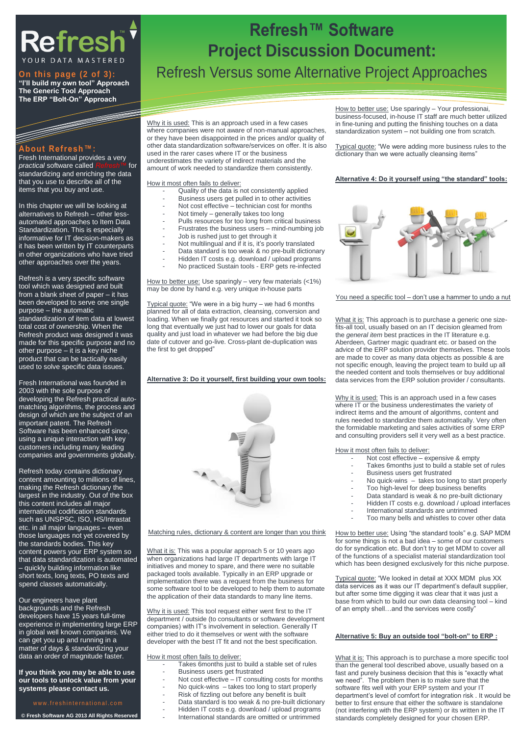# Refresh™ Software

# Project Discussion Document:

## Refresh Versus some Alternative Project Approaches

**Refresh** YOUR DATA MASTERED

**On this page (2 of 3):**

**"I'll build my own tool" Approach**
**The Generic Tool Approach**
**The ERP "Bolt-On" Approach**

### About Refresh™:

Fresh International provides a very *practical* software called *Refresh™* for standardizing and enriching the data that you use to describe all of the items that you buy and use.

In this chapter we will be looking at alternatives to Refresh – other less-automated approaches to Item Data Standardization. This is especially informative for IT decision-makers as it has been written by IT counterparts in other organizations who have tried other approaches over the years.

Refresh is a very specific software tool which was designed and built from a blank sheet of paper – it has been developed to serve one single purpose – the automatic standardization of item data at lowest total cost of ownership. When the Refresh product was designed it was made for this specific purpose and no other purpose – it is a key niche product that can be tactically easily used to solve specific data issues.

Fresh International was founded in 2003 with the sole purpose of developing the Refresh practical auto-matching algorithms, the process and design of which are the subject of an important patent. The Refresh Software has been enhanced since, using a unique interaction with key customers including many leading companies and governments globally.

Refresh today contains dictionary content amounting to millions of lines, making the Refresh dictionary the largest in the industry. Out of the box this content includes all major international codification standards such as UNSPSC, ISO, HS/Intrastat etc. in all major languages – even those languages not yet covered by the standards bodies. This key content powers your ERP system so that data standardization is automated – quickly building information like short texts, long texts, PO texts and spend classes automatically.

Our engineers have plant backgrounds and the Refresh developers have 15 years full-time experience in implementing large ERP in global well known companies. We can get you up and running in a matter of days & standardizing your data an order of magnitude faster.

**If you think you may be able to use our tools to unlock value from your systems please contact us.**

www.freshinternational.com

**© Fresh Software AG 2013 All Rights Reserved**

---

Why it is used: This is an approach used in a few cases where companies were not aware of non-manual approaches, or they have been disappointed in the prices and/or quality of other data standardization software/services on offer. It is also used in the rarer cases where IT or the business underestimates the variety of indirect materials and the amount of work needed to standardize them consistently.

How it most often fails to deliver:

- Quality of the data is not consistently applied
- Business users get pulled in to other activities
- Not cost effective – technician cost for months
- Not timely – generally takes too long
- Pulls resources for too long from critical business
- Frustrates the business users – mind-numbing job
- Job is rushed just to get through it
- Not multilingual and if it is, it's poorly translated
- Data standard is too weak & no pre-built dictionary
- Hidden IT costs e.g. download / upload programs
- No practiced Sustain tools - ERP gets re-infected

How to better use: Use sparingly – very few materials (<1%) may be done by hand e.g. very unique in-house parts

Typical quote: "We were in a big hurry – we had 6 months planned for all of data extraction, cleansing, conversion and loading. When we finally got resources and started it took so long that eventually we just had to lower our goals for data quality and just load in whatever we had before the big due date of cutover and go-live. Cross-plant de-duplication was the first to get dropped"

### Alternative 3: Do it yourself, first building your own tools:

Matching rules, dictionary & content are longer than you think

What it is: This was a popular approach 5 or 10 years ago when organizations had large IT departments with large IT initiatives and money to spare, and there were no suitable packaged tools available. Typically in an ERP upgrade or implementation there was a request from the business for some software tool to be developed to help them to automate the application of their data standards to many line items.

Why it is used: This tool request either went first to the IT department / outside (to consultants or software development companies) with IT's involvement in selection. Generally IT either tried to do it themselves or went with the software developer with the best IT fit and not the best specification.

How it most often fails to deliver:

- Takes 6months just to build a stable set of rules
- Business users get frustrated
- Not cost effective – IT consulting costs for months
- No quick-wins – takes too long to start properly
- Risk of fizzling out before any benefit is built
- Data standard is too weak & no pre-built dictionary
- Hidden IT costs e.g. download / upload programs
- International standards are omitted or untrimmed

How to better use: Use sparingly – Your professionai, business-focused, in-house IT staff are much better utilized in fine-tuning and putting the finishing touches on a data standardization system – not building one from scratch.

Typical quote: "We were adding more business rules to the dictionary than we were actually cleansing items"

### Alternative 4: Do it yourself using "the standard" tools:

You need a specific tool – don't use a hammer to undo a nut

What it is: This approach is to purchase a generic one size-fits-all tool, usually based on an IT decision gleamed from the *general item* best practices in the IT literature e.g. Aberdeen, Gartner magic quadrant etc. or based on the advice of the ERP solution provider themselves. These tools are made to cover as many data objects as possible & are not specific enough, leaving the project team to build up all the needed content and tools themselves or buy additional data services from the ERP solution provider / consultants.

Why it is used: This is an approach used in a few cases where IT or the business underestimates the variety of indirect items and the amount of algorithms, content and rules needed to standardize them automatically. Very often the formidable marketing and sales activities of some ERP and consulting providers sell it very well as a best practice.

How it most often fails to deliver:

- Not cost effective – expensive & empty
- Takes 6months just to build a stable set of rules
- Business users get frustrated
- No quick-wins – takes too long to start properly
- Too high-level for deep business benefits
- Data standard is weak & no pre-built dictionary
- Hidden IT costs e.g. download / upload interfaces
- International standards are untrimmed
- Too many bells and whistles to cover other data

How to better use: Using "the standard tools" e.g. SAP MDM for some things is not a bad idea – some of our customers do for syndication etc. But don't try to get MDM to cover all of the functions of a specialist material standardization tool which has been designed exclusively for this niche purpose.

Typical quote: "We looked in detail at XXX MDM plus XX data services as it was our IT department's default supplier, but after some time digging it was clear that it was just a base from which to build our own data cleansing tool – kind of an empty shell…and the services were costly"

### Alternative 5: Buy an outside tool "bolt-on" to ERP :

What it is: This approach is to purchase a more specific tool than the general tool described above, usually based on a fast and purely business decision that this is "exactly what we need". The problem then is to make sure that the software fits well with your ERP system and your IT department's level of comfort for integration risk . It would be better to first ensure that either the software is standalone (not interfering with the ERP system) or its written in the IT standards completely designed for your chosen ERP.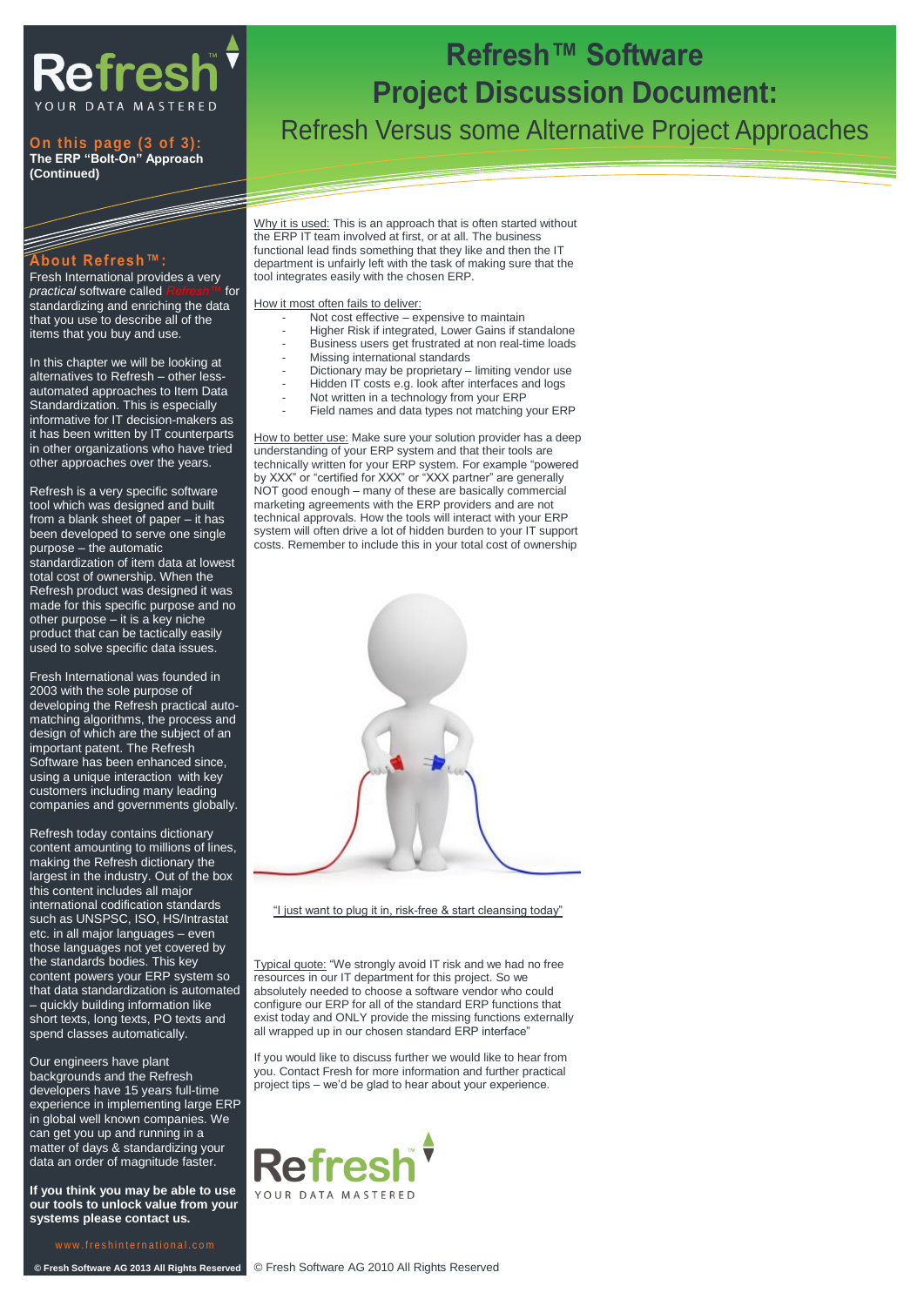# Refresh™ Software
## Project Discussion Document:
Refresh Versus some Alternative Project Approaches

**On this page (3 of 3):**
**The ERP "Bolt-On" Approach (Continued)**

### About Refresh™:

Fresh International provides a very *practical* software called *Refresh™* for standardizing and enriching the data that you use to describe all of the items that you buy and use.

In this chapter we will be looking at alternatives to Refresh – other less-automated approaches to Item Data Standardization. This is especially informative for IT decision-makers as it has been written by IT counterparts in other organizations who have tried other approaches over the years.

Refresh is a very specific software tool which was designed and built from a blank sheet of paper – it has been developed to serve one single purpose – the automatic standardization of item data at lowest total cost of ownership. When the Refresh product was designed it was made for this specific purpose and no other purpose – it is a key niche product that can be tactically easily used to solve specific data issues.

Fresh International was founded in 2003 with the sole purpose of developing the Refresh practical auto-matching algorithms, the process and design of which are the subject of an important patent. The Refresh Software has been enhanced since, using a unique interaction with key customers including many leading companies and governments globally.

Refresh today contains dictionary content amounting to millions of lines, making the Refresh dictionary the largest in the industry. Out of the box this content includes all major international codification standards such as UNSPSC, ISO, HS/Intrastat etc. in all major languages – even those languages not yet covered by the standards bodies. This key content powers your ERP system so that data standardization is automated – quickly building information like short texts, long texts, PO texts and spend classes automatically.

Our engineers have plant backgrounds and the Refresh developers have 15 years full-time experience in implementing large ERP in global well known companies. We can get you up and running in a matter of days & standardizing your data an order of magnitude faster.

**If you think you may be able to use our tools to unlock value from your systems please contact us.**

www.freshinternational.com

**© Fresh Software AG 2013 All Rights Reserved**

Why it is used: This is an approach that is often started without the ERP IT team involved at first, or at all. The business functional lead finds something that they like and then the IT department is unfairly left with the task of making sure that the tool integrates easily with the chosen ERP.

How it most often fails to deliver:

- Not cost effective – expensive to maintain
- Higher Risk if integrated, Lower Gains if standalone
- Business users get frustrated at non real-time loads
- Missing international standards
- Dictionary may be proprietary – limiting vendor use
- Hidden IT costs e.g. look after interfaces and logs
- Not written in a technology from your ERP
- Field names and data types not matching your ERP

How to better use: Make sure your solution provider has a deep understanding of your ERP system and that their tools are technically written for your ERP system. For example "powered by XXX" or "certified for XXX" or "XXX partner" are generally NOT good enough – many of these are basically commercial marketing agreements with the ERP providers and are not technical approvals. How the tools will interact with your ERP system will often drive a lot of hidden burden to your IT support costs. Remember to include this in your total cost of ownership

"I just want to plug it in, risk-free & start cleansing today"

Typical quote: "We strongly avoid IT risk and we had no free resources in our IT department for this project. So we absolutely needed to choose a software vendor who could configure our ERP for all of the standard ERP functions that exist today and ONLY provide the missing functions externally all wrapped up in our chosen standard ERP interface"

If you would like to discuss further we would like to hear from you. Contact Fresh for more information and further practical project tips – we'd be glad to hear about your experience.

© Fresh Software AG 2010 All Rights Reserved